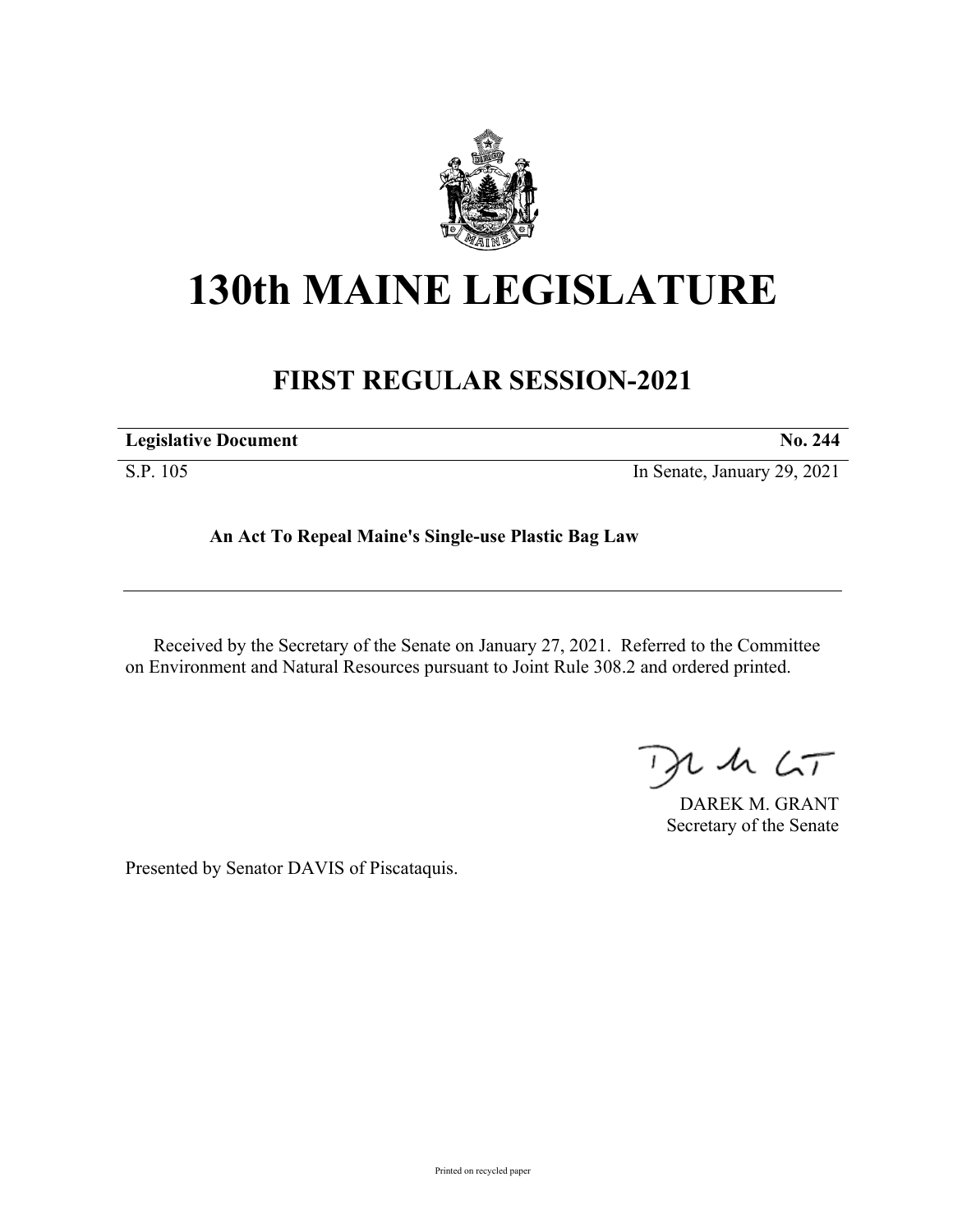# 130th MAINE LEGISLATURE

## FIRST REGULAR SESSION-2021

| **Legislative Document** | **No. 244** |
|---|---|
| S.P. 105 | In Senate, January 29, 2021 |

**An Act To Repeal Maine's Single-use Plastic Bag Law**

Received by the Secretary of the Senate on January 27, 2021. Referred to the Committee on Environment and Natural Resources pursuant to Joint Rule 308.2 and ordered printed.

DAREK M. GRANT
Secretary of the Senate

Presented by Senator DAVIS of Piscataquis.

Printed on recycled paper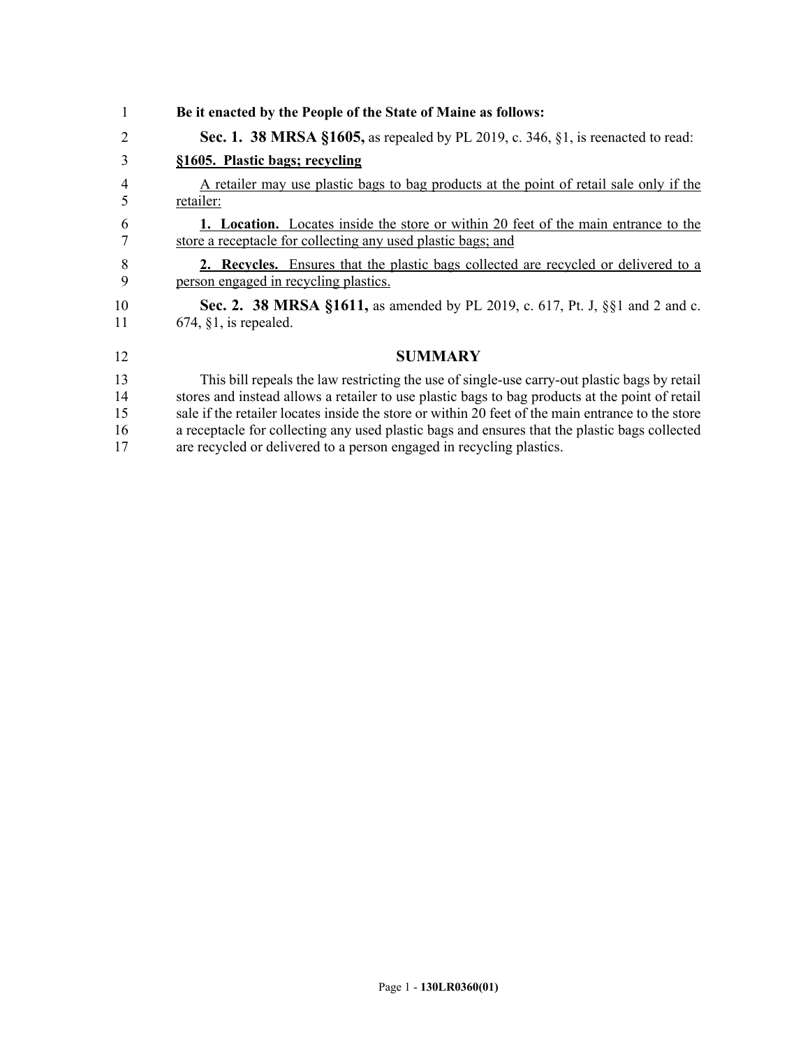**Be it enacted by the People of the State of Maine as follows:**

**Sec. 1. 38 MRSA §1605,** as repealed by PL 2019, c. 346, §1, is reenacted to read:

**§1605. Plastic bags; recycling**

A retailer may use plastic bags to bag products at the point of retail sale only if the retailer:

**1. Location.** Locates inside the store or within 20 feet of the main entrance to the store a receptacle for collecting any used plastic bags; and

**2. Recycles.** Ensures that the plastic bags collected are recycled or delivered to a person engaged in recycling plastics.

**Sec. 2. 38 MRSA §1611,** as amended by PL 2019, c. 617, Pt. J, §§1 and 2 and c. 674, §1, is repealed.

## SUMMARY

This bill repeals the law restricting the use of single-use carry-out plastic bags by retail stores and instead allows a retailer to use plastic bags to bag products at the point of retail sale if the retailer locates inside the store or within 20 feet of the main entrance to the store a receptacle for collecting any used plastic bags and ensures that the plastic bags collected are recycled or delivered to a person engaged in recycling plastics.